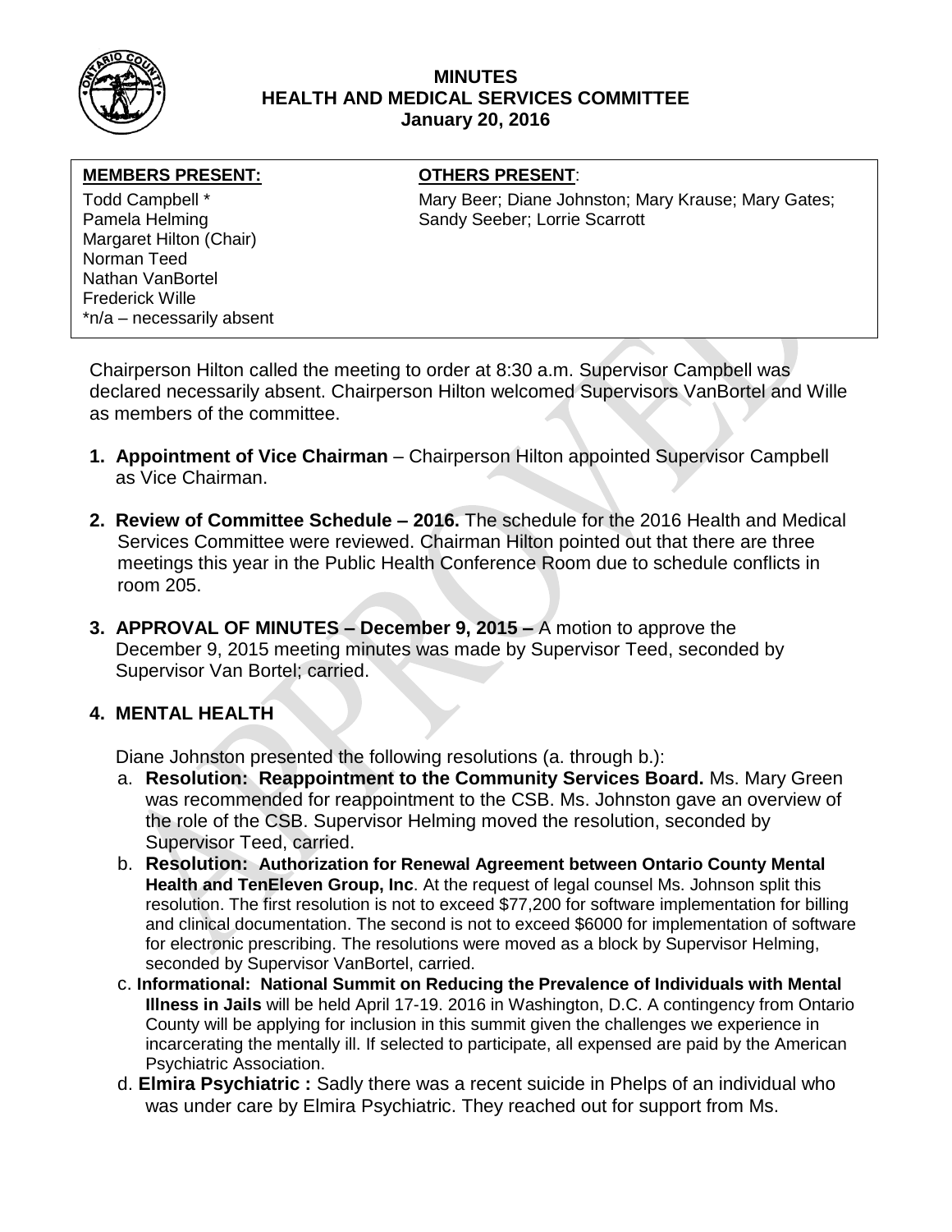# MINUTES
## HEALTH AND MEDICAL SERVICES COMMITTEE
### January 20, 2016

| **MEMBERS PRESENT:** | **OTHERS PRESENT:** |
|---|---|
| Todd Campbell * | Mary Beer; Diane Johnston; Mary Krause; Mary Gates; Sandy Seeber; Lorrie Scarrott |
| Pamela Helming | |
| Margaret Hilton (Chair) | |
| Norman Teed | |
| Nathan VanBortel | |
| Frederick Wille | |
| *n/a – necessarily absent | |

Chairperson Hilton called the meeting to order at 8:30 a.m. Supervisor Campbell was declared necessarily absent. Chairperson Hilton welcomed Supervisors VanBortel and Wille as members of the committee.

1. **Appointment of Vice Chairman** – Chairperson Hilton appointed Supervisor Campbell as Vice Chairman.

2. **Review of Committee Schedule – 2016.** The schedule for the 2016 Health and Medical Services Committee were reviewed. Chairman Hilton pointed out that there are three meetings this year in the Public Health Conference Room due to schedule conflicts in room 205.

3. **APPROVAL OF MINUTES – December 9, 2015 –** A motion to approve the December 9, 2015 meeting minutes was made by Supervisor Teed, seconded by Supervisor Van Bortel; carried.

4. **MENTAL HEALTH**

   Diane Johnston presented the following resolutions (a. through b.):

   a. **Resolution: Reappointment to the Community Services Board.** Ms. Mary Green was recommended for reappointment to the CSB. Ms. Johnston gave an overview of the role of the CSB. Supervisor Helming moved the resolution, seconded by Supervisor Teed, carried.

   b. **Resolution: Authorization for Renewal Agreement between Ontario County Mental Health and TenEleven Group, Inc**. At the request of legal counsel Ms. Johnson split this resolution. The first resolution is not to exceed $77,200 for software implementation for billing and clinical documentation. The second is not to exceed $6000 for implementation of software for electronic prescribing. The resolutions were moved as a block by Supervisor Helming, seconded by Supervisor VanBortel, carried.

   c. **Informational: National Summit on Reducing the Prevalence of Individuals with Mental Illness in Jails** will be held April 17-19. 2016 in Washington, D.C. A contingency from Ontario County will be applying for inclusion in this summit given the challenges we experience in incarcerating the mentally ill. If selected to participate, all expensed are paid by the American Psychiatric Association.

   d. **Elmira Psychiatric :** Sadly there was a recent suicide in Phelps of an individual who was under care by Elmira Psychiatric. They reached out for support from Ms.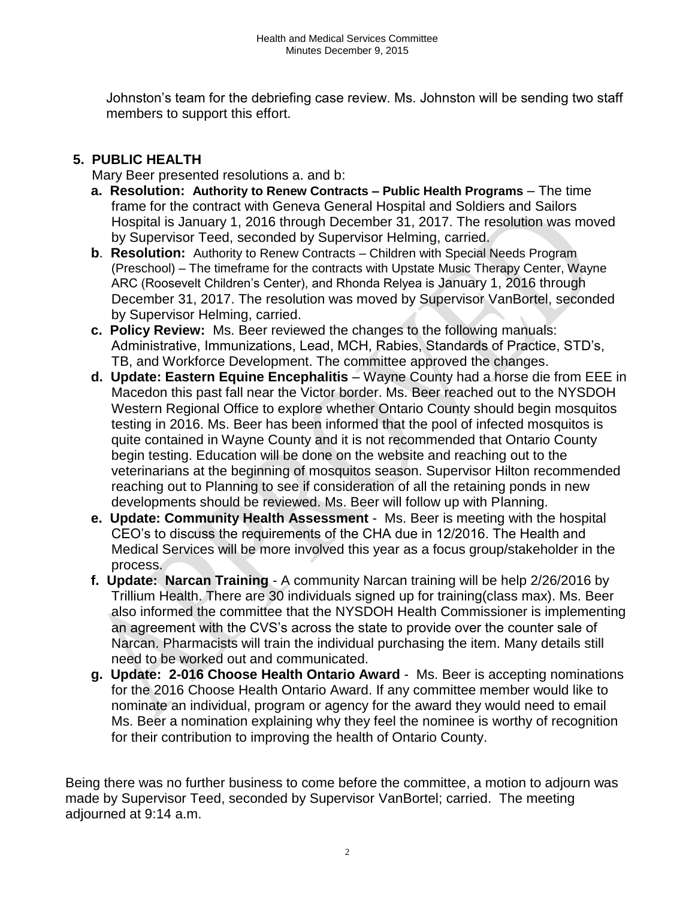Johnston's team for the debriefing case review. Ms. Johnston will be sending two staff members to support this effort.

## 5. PUBLIC HEALTH

Mary Beer presented resolutions a. and b:

a. **Resolution: Authority to Renew Contracts – Public Health Programs** – The time frame for the contract with Geneva General Hospital and Soldiers and Sailors Hospital is January 1, 2016 through December 31, 2017. The resolution was moved by Supervisor Teed, seconded by Supervisor Helming, carried.

b. **Resolution:** Authority to Renew Contracts – Children with Special Needs Program (Preschool) – The timeframe for the contracts with Upstate Music Therapy Center, Wayne ARC (Roosevelt Children's Center), and Rhonda Relyea is January 1, 2016 through December 31, 2017. The resolution was moved by Supervisor VanBortel, seconded by Supervisor Helming, carried.

c. **Policy Review:** Ms. Beer reviewed the changes to the following manuals: Administrative, Immunizations, Lead, MCH, Rabies, Standards of Practice, STD's, TB, and Workforce Development. The committee approved the changes.

d. **Update: Eastern Equine Encephalitis** – Wayne County had a horse die from EEE in Macedon this past fall near the Victor border. Ms. Beer reached out to the NYSDOH Western Regional Office to explore whether Ontario County should begin mosquitos testing in 2016. Ms. Beer has been informed that the pool of infected mosquitos is quite contained in Wayne County and it is not recommended that Ontario County begin testing. Education will be done on the website and reaching out to the veterinarians at the beginning of mosquitos season. Supervisor Hilton recommended reaching out to Planning to see if consideration of all the retaining ponds in new developments should be reviewed. Ms. Beer will follow up with Planning.

e. **Update: Community Health Assessment** - Ms. Beer is meeting with the hospital CEO's to discuss the requirements of the CHA due in 12/2016. The Health and Medical Services will be more involved this year as a focus group/stakeholder in the process.

f. **Update: Narcan Training** - A community Narcan training will be help 2/26/2016 by Trillium Health. There are 30 individuals signed up for training(class max). Ms. Beer also informed the committee that the NYSDOH Health Commissioner is implementing an agreement with the CVS's across the state to provide over the counter sale of Narcan. Pharmacists will train the individual purchasing the item. Many details still need to be worked out and communicated.

g. **Update: 2-016 Choose Health Ontario Award** - Ms. Beer is accepting nominations for the 2016 Choose Health Ontario Award. If any committee member would like to nominate an individual, program or agency for the award they would need to email Ms. Beer a nomination explaining why they feel the nominee is worthy of recognition for their contribution to improving the health of Ontario County.

Being there was no further business to come before the committee, a motion to adjourn was made by Supervisor Teed, seconded by Supervisor VanBortel; carried. The meeting adjourned at 9:14 a.m.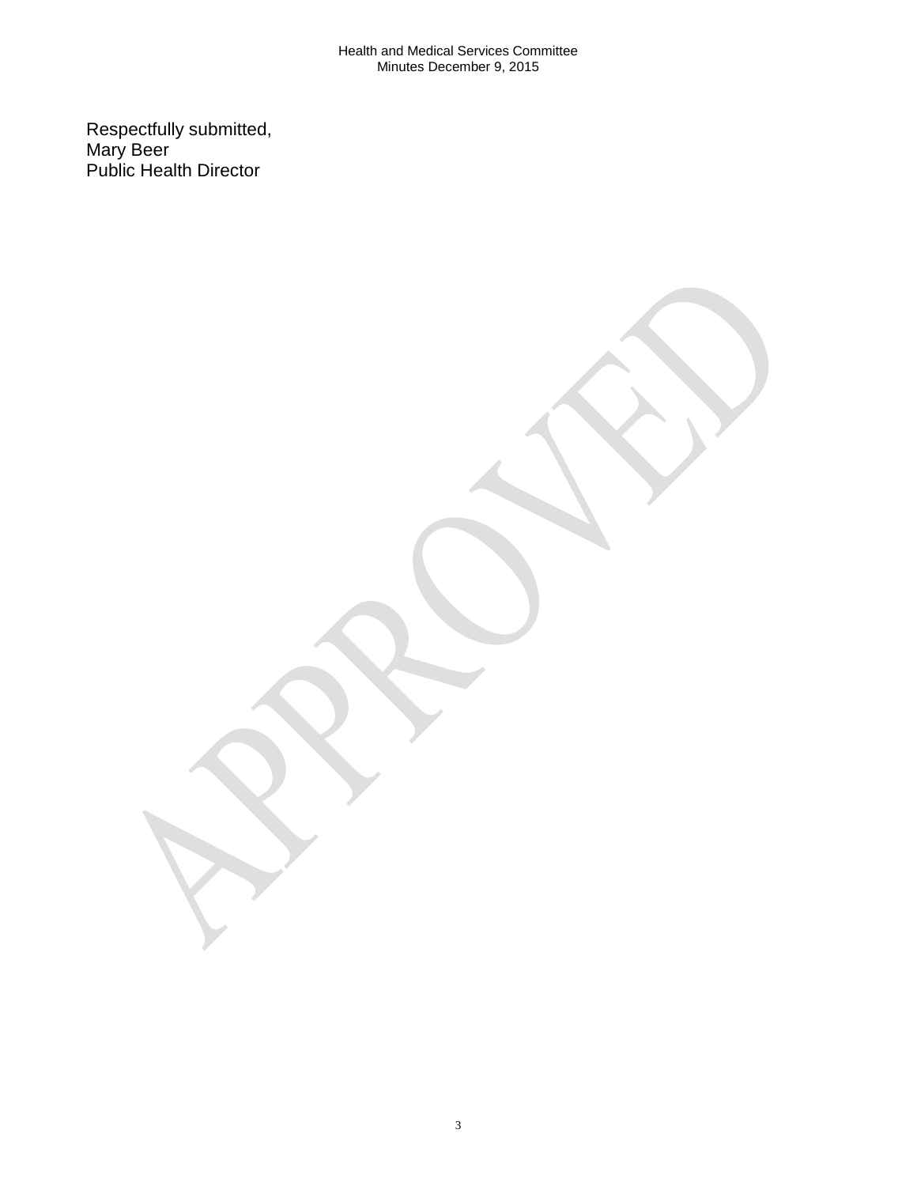Respectfully submitted,
Mary Beer
Public Health Director